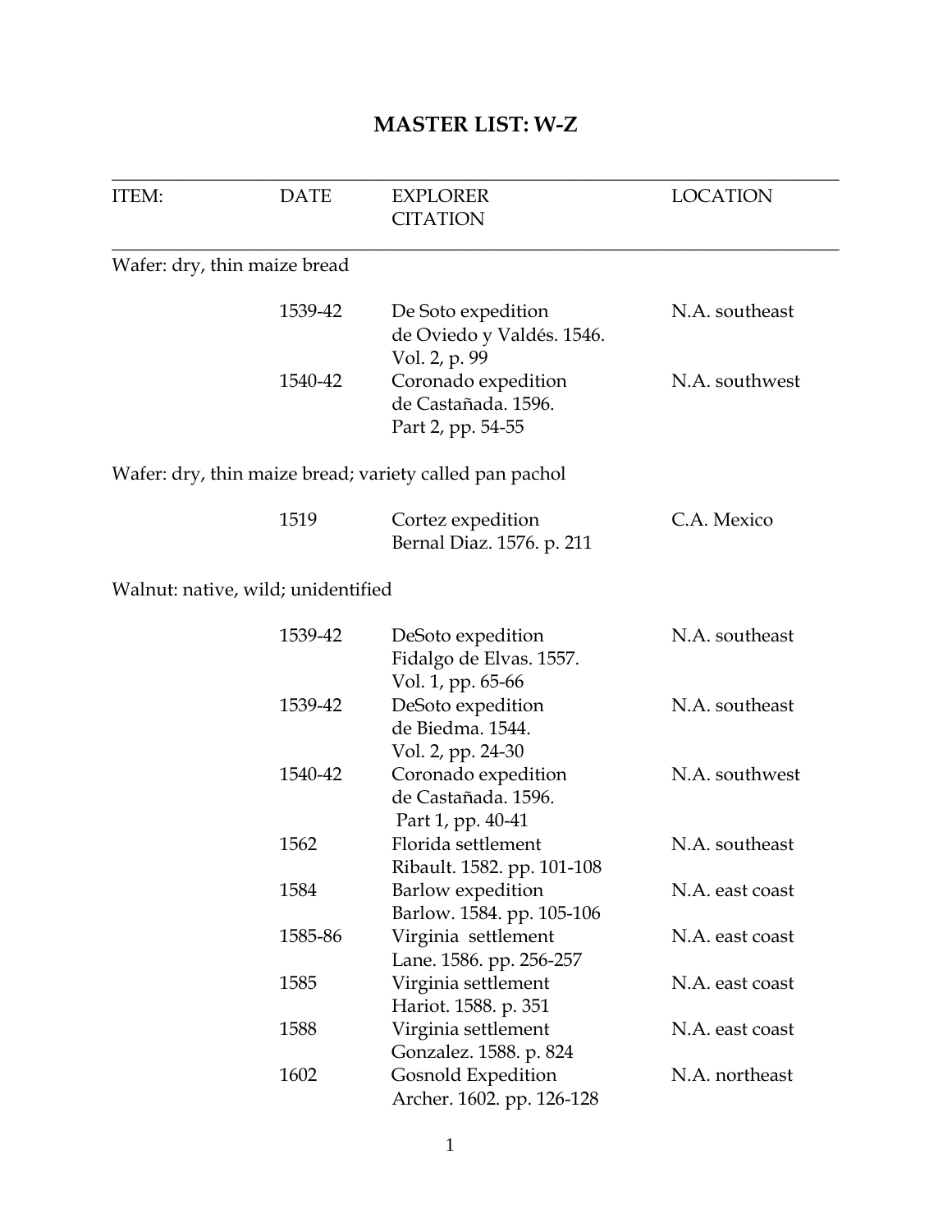# MASTER LIST: W-Z

| ITEM: | DATE | EXPLORER CITATION | LOCATION |
|---|---|---|---|
| Wafer: dry, thin maize bread | | | |
| | 1539-42 | De Soto expedition de Oviedo y Valdés. 1546. Vol. 2, p. 99 | N.A. southeast |
| | 1540-42 | Coronado expedition de Castañada. 1596. Part 2, pp. 54-55 | N.A. southwest |
| Wafer: dry, thin maize bread; variety called pan pachol | | | |
| | 1519 | Cortez expedition Bernal Diaz. 1576. p. 211 | C.A. Mexico |
| Walnut: native, wild; unidentified | | | |
| | 1539-42 | DeSoto expedition Fidalgo de Elvas. 1557. Vol. 1, pp. 65-66 | N.A. southeast |
| | 1539-42 | DeSoto expedition de Biedma. 1544. Vol. 2, pp. 24-30 | N.A. southeast |
| | 1540-42 | Coronado expedition de Castañada. 1596. Part 1, pp. 40-41 | N.A. southwest |
| | 1562 | Florida settlement Ribault. 1582. pp. 101-108 | N.A. southeast |
| | 1584 | Barlow expedition Barlow. 1584. pp. 105-106 | N.A. east coast |
| | 1585-86 | Virginia settlement Lane. 1586. pp. 256-257 | N.A. east coast |
| | 1585 | Virginia settlement Hariot. 1588. p. 351 | N.A. east coast |
| | 1588 | Virginia settlement Gonzalez. 1588. p. 824 | N.A. east coast |
| | 1602 | Gosnold Expedition Archer. 1602. pp. 126-128 | N.A. northeast |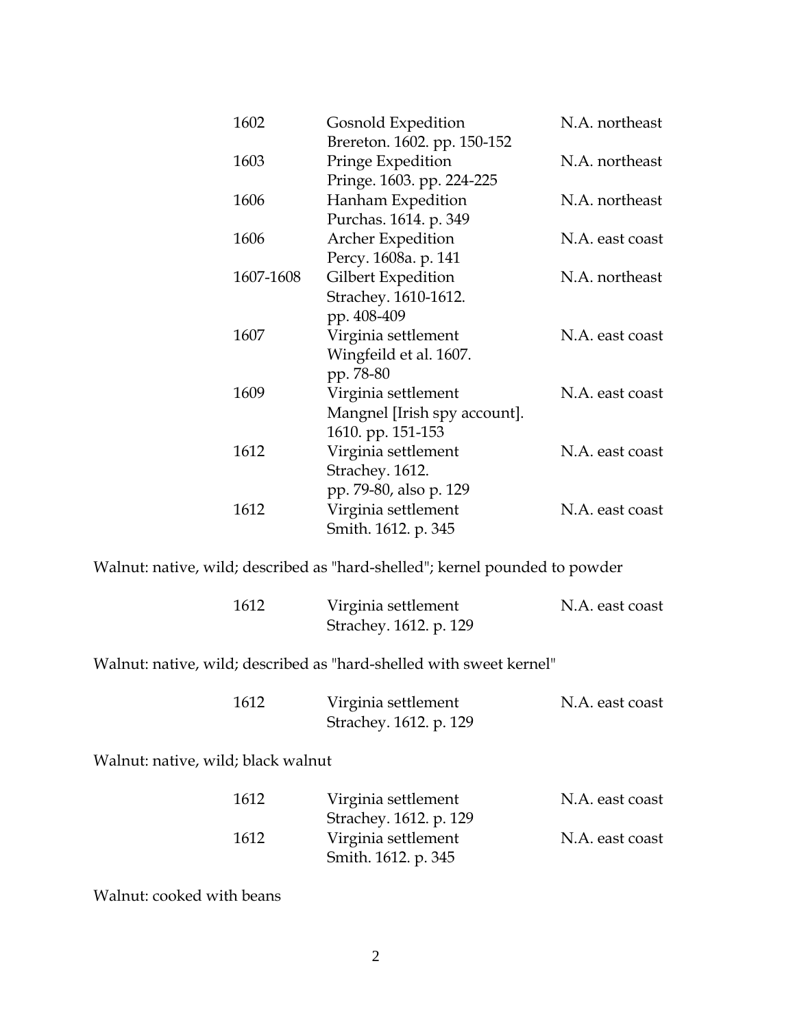| | | |
|---|---|---|
| 1602 | Gosnold Expedition<br>Brereton. 1602. pp. 150-152 | N.A. northeast |
| 1603 | Pringe Expedition<br>Pringe. 1603. pp. 224-225 | N.A. northeast |
| 1606 | Hanham Expedition<br>Purchas. 1614. p. 349 | N.A. northeast |
| 1606 | Archer Expedition<br>Percy. 1608a. p. 141 | N.A. east coast |
| 1607-1608 | Gilbert Expedition<br>Strachey. 1610-1612.<br>pp. 408-409 | N.A. northeast |
| 1607 | Virginia settlement<br>Wingfeild et al. 1607.<br>pp. 78-80 | N.A. east coast |
| 1609 | Virginia settlement<br>Mangnel [Irish spy account].<br>1610. pp. 151-153 | N.A. east coast |
| 1612 | Virginia settlement<br>Strachey. 1612.<br>pp. 79-80, also p. 129 | N.A. east coast |
| 1612 | Virginia settlement<br>Smith. 1612. p. 345 | N.A. east coast |

Walnut: native, wild; described as "hard-shelled"; kernel pounded to powder

| | | |
|---|---|---|
| 1612 | Virginia settlement<br>Strachey. 1612. p. 129 | N.A. east coast |

Walnut: native, wild; described as "hard-shelled with sweet kernel"

| | | |
|---|---|---|
| 1612 | Virginia settlement<br>Strachey. 1612. p. 129 | N.A. east coast |

Walnut: native, wild; black walnut

| | | |
|---|---|---|
| 1612 | Virginia settlement<br>Strachey. 1612. p. 129 | N.A. east coast |
| 1612 | Virginia settlement<br>Smith. 1612. p. 345 | N.A. east coast |

Walnut: cooked with beans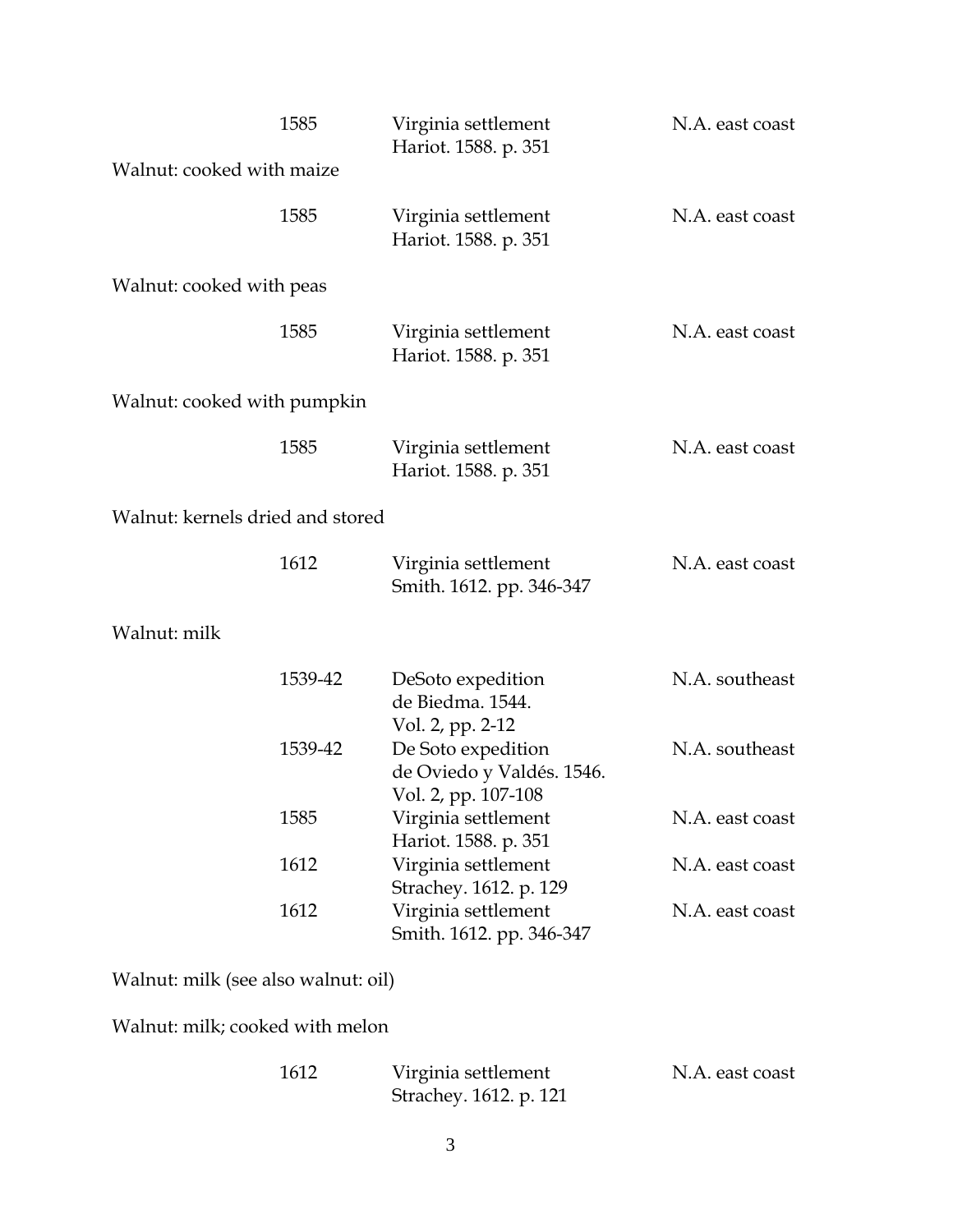| | | |
|---|---|---|
| 1585 | Virginia settlement<br>Hariot. 1588. p. 351 | N.A. east coast |

Walnut: cooked with maize

| | | |
|---|---|---|
| 1585 | Virginia settlement<br>Hariot. 1588. p. 351 | N.A. east coast |

Walnut: cooked with peas

| | | |
|---|---|---|
| 1585 | Virginia settlement<br>Hariot. 1588. p. 351 | N.A. east coast |

Walnut: cooked with pumpkin

| | | |
|---|---|---|
| 1585 | Virginia settlement<br>Hariot. 1588. p. 351 | N.A. east coast |

Walnut: kernels dried and stored

| | | |
|---|---|---|
| 1612 | Virginia settlement<br>Smith. 1612. pp. 346-347 | N.A. east coast |

Walnut: milk

| | | |
|---|---|---|
| 1539-42 | DeSoto expedition<br>de Biedma. 1544.<br>Vol. 2, pp. 2-12 | N.A. southeast |
| 1539-42 | De Soto expedition<br>de Oviedo y Valdés. 1546.<br>Vol. 2, pp. 107-108 | N.A. southeast |
| 1585 | Virginia settlement<br>Hariot. 1588. p. 351 | N.A. east coast |
| 1612 | Virginia settlement<br>Strachey. 1612. p. 129 | N.A. east coast |
| 1612 | Virginia settlement<br>Smith. 1612. pp. 346-347 | N.A. east coast |

Walnut: milk (see also walnut: oil)

Walnut: milk; cooked with melon

| | | |
|---|---|---|
| 1612 | Virginia settlement<br>Strachey. 1612. p. 121 | N.A. east coast |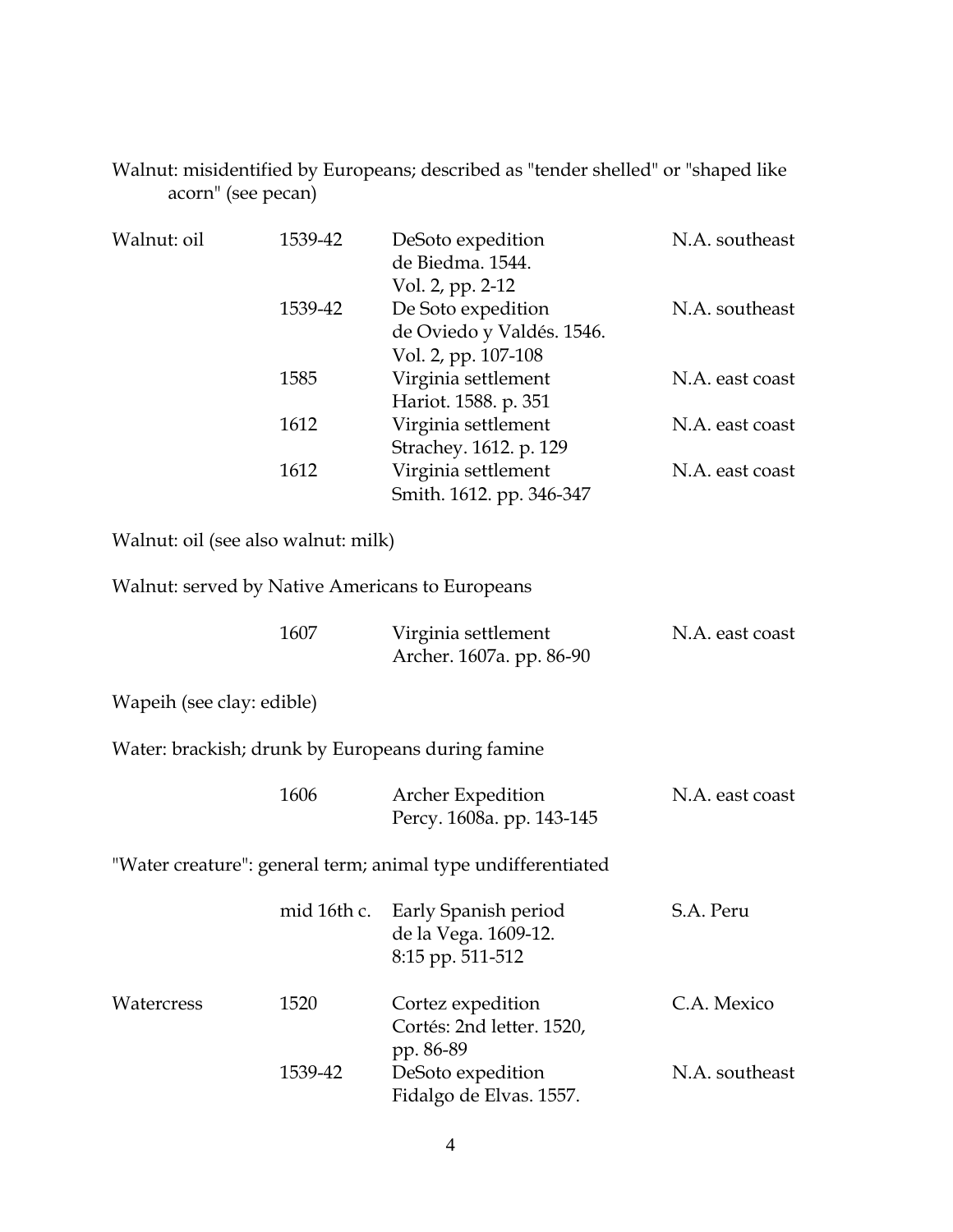Walnut: misidentified by Europeans; described as "tender shelled" or "shaped like acorn" (see pecan)

| Walnut: oil | 1539-42 | DeSoto expedition<br>de Biedma. 1544.<br>Vol. 2, pp. 2-12 | N.A. southeast |
|---|---|---|---|
| | 1539-42 | De Soto expedition<br>de Oviedo y Valdés. 1546.<br>Vol. 2, pp. 107-108 | N.A. southeast |
| | 1585 | Virginia settlement<br>Hariot. 1588. p. 351 | N.A. east coast |
| | 1612 | Virginia settlement<br>Strachey. 1612. p. 129 | N.A. east coast |
| | 1612 | Virginia settlement<br>Smith. 1612. pp. 346-347 | N.A. east coast |

Walnut: oil (see also walnut: milk)

Walnut: served by Native Americans to Europeans

| | | | |
|---|---|---|---|
| | 1607 | Virginia settlement<br>Archer. 1607a. pp. 86-90 | N.A. east coast |

Wapeih (see clay: edible)

Water: brackish; drunk by Europeans during famine

| | | | |
|---|---|---|---|
| | 1606 | Archer Expedition<br>Percy. 1608a. pp. 143-145 | N.A. east coast |

"Water creature": general term; animal type undifferentiated

| | | | |
|---|---|---|---|
| | mid 16th c. | Early Spanish period<br>de la Vega. 1609-12.<br>8:15 pp. 511-512 | S.A. Peru |
| Watercress | 1520 | Cortez expedition<br>Cortés: 2nd letter. 1520,<br>pp. 86-89 | C.A. Mexico |
| | 1539-42 | DeSoto expedition<br>Fidalgo de Elvas. 1557. | N.A. southeast |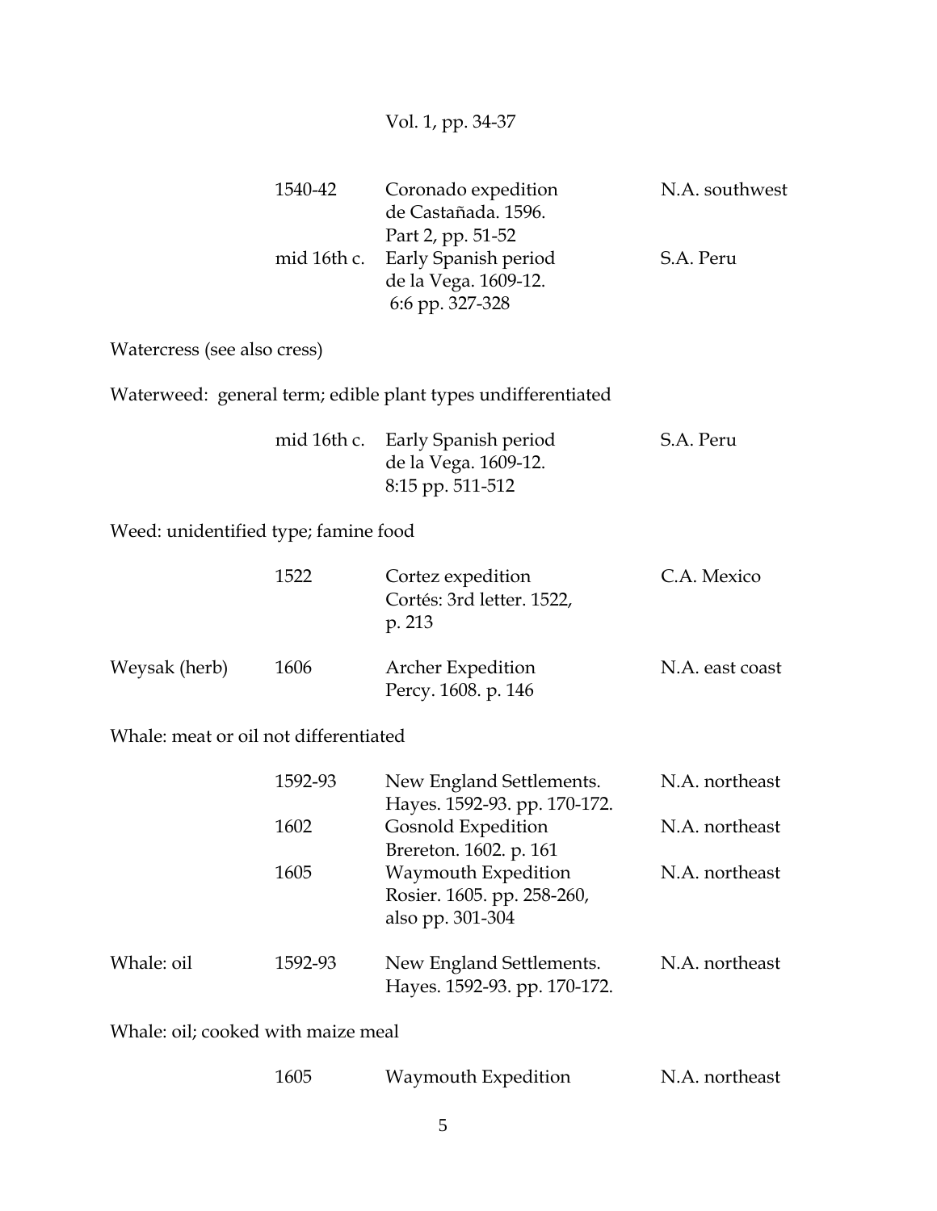Vol. 1, pp. 34-37

| | | | |
|---|---|---|---|
| | 1540-42 | Coronado expedition<br>de Castañada. 1596.<br>Part 2, pp. 51-52 | N.A. southwest |
| | mid 16th c. | Early Spanish period<br>de la Vega. 1609-12.<br>6:6 pp. 327-328 | S.A. Peru |

Watercress (see also cress)

Waterweed: general term; edible plant types undifferentiated

| | | | |
|---|---|---|---|
| | mid 16th c. | Early Spanish period<br>de la Vega. 1609-12.<br>8:15 pp. 511-512 | S.A. Peru |

Weed: unidentified type; famine food

| | | | |
|---|---|---|---|
| | 1522 | Cortez expedition<br>Cortés: 3rd letter. 1522,<br>p. 213 | C.A. Mexico |
| Weysak (herb) | 1606 | Archer Expedition<br>Percy. 1608. p. 146 | N.A. east coast |

Whale: meat or oil not differentiated

| | | | |
|---|---|---|---|
| | 1592-93 | New England Settlements.<br>Hayes. 1592-93. pp. 170-172. | N.A. northeast |
| | 1602 | Gosnold Expedition<br>Brereton. 1602. p. 161 | N.A. northeast |
| | 1605 | Waymouth Expedition<br>Rosier. 1605. pp. 258-260,<br>also pp. 301-304 | N.A. northeast |
| Whale: oil | 1592-93 | New England Settlements.<br>Hayes. 1592-93. pp. 170-172. | N.A. northeast |

Whale: oil; cooked with maize meal

| | | | |
|---|---|---|---|
| | 1605 | Waymouth Expedition | N.A. northeast |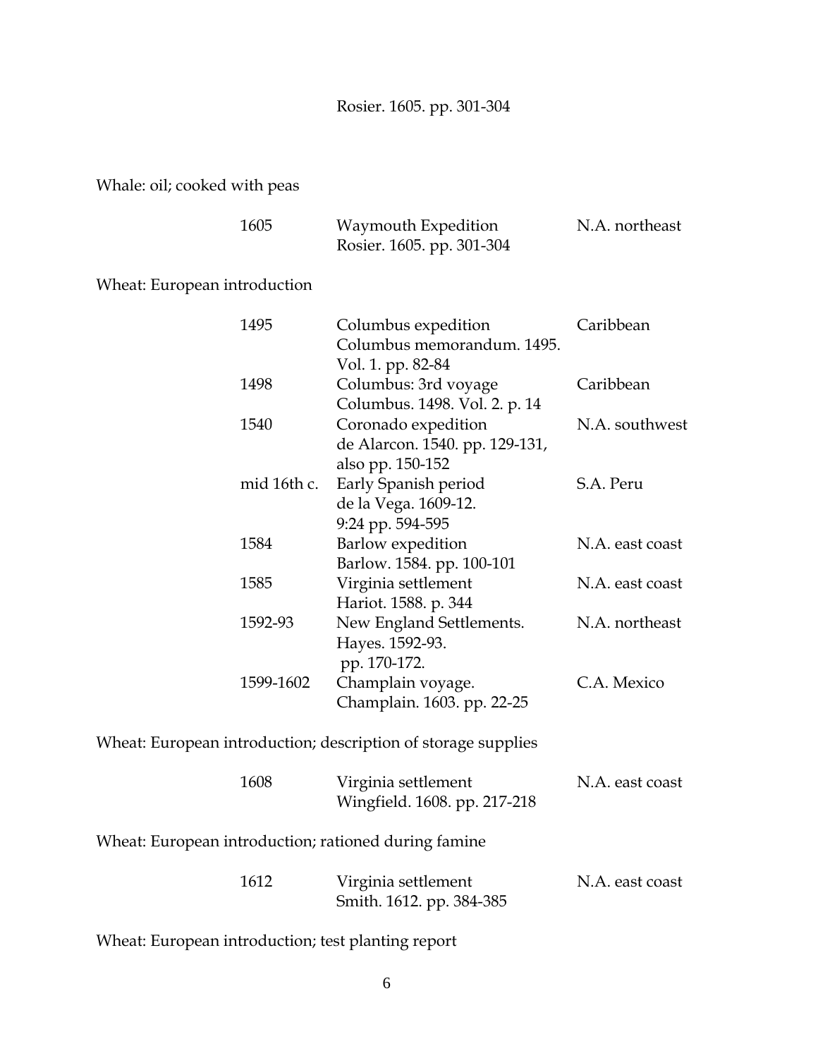Rosier. 1605. pp. 301-304

Whale: oil; cooked with peas

| | | |
|---|---|---|
| 1605 | Waymouth Expedition<br>Rosier. 1605. pp. 301-304 | N.A. northeast |

Wheat: European introduction

| | | |
|---|---|---|
| 1495 | Columbus expedition<br>Columbus memorandum. 1495. Vol. 1. pp. 82-84 | Caribbean |
| 1498 | Columbus: 3rd voyage<br>Columbus. 1498. Vol. 2. p. 14 | Caribbean |
| 1540 | Coronado expedition<br>de Alarcon. 1540. pp. 129-131, also pp. 150-152 | N.A. southwest |
| mid 16th c. | Early Spanish period<br>de la Vega. 1609-12. 9:24 pp. 594-595 | S.A. Peru |
| 1584 | Barlow expedition<br>Barlow. 1584. pp. 100-101 | N.A. east coast |
| 1585 | Virginia settlement<br>Hariot. 1588. p. 344 | N.A. east coast |
| 1592-93 | New England Settlements.<br>Hayes. 1592-93. pp. 170-172. | N.A. northeast |
| 1599-1602 | Champlain voyage.<br>Champlain. 1603. pp. 22-25 | C.A. Mexico |

Wheat: European introduction; description of storage supplies

| | | |
|---|---|---|
| 1608 | Virginia settlement<br>Wingfield. 1608. pp. 217-218 | N.A. east coast |

Wheat: European introduction; rationed during famine

| | | |
|---|---|---|
| 1612 | Virginia settlement<br>Smith. 1612. pp. 384-385 | N.A. east coast |

Wheat: European introduction; test planting report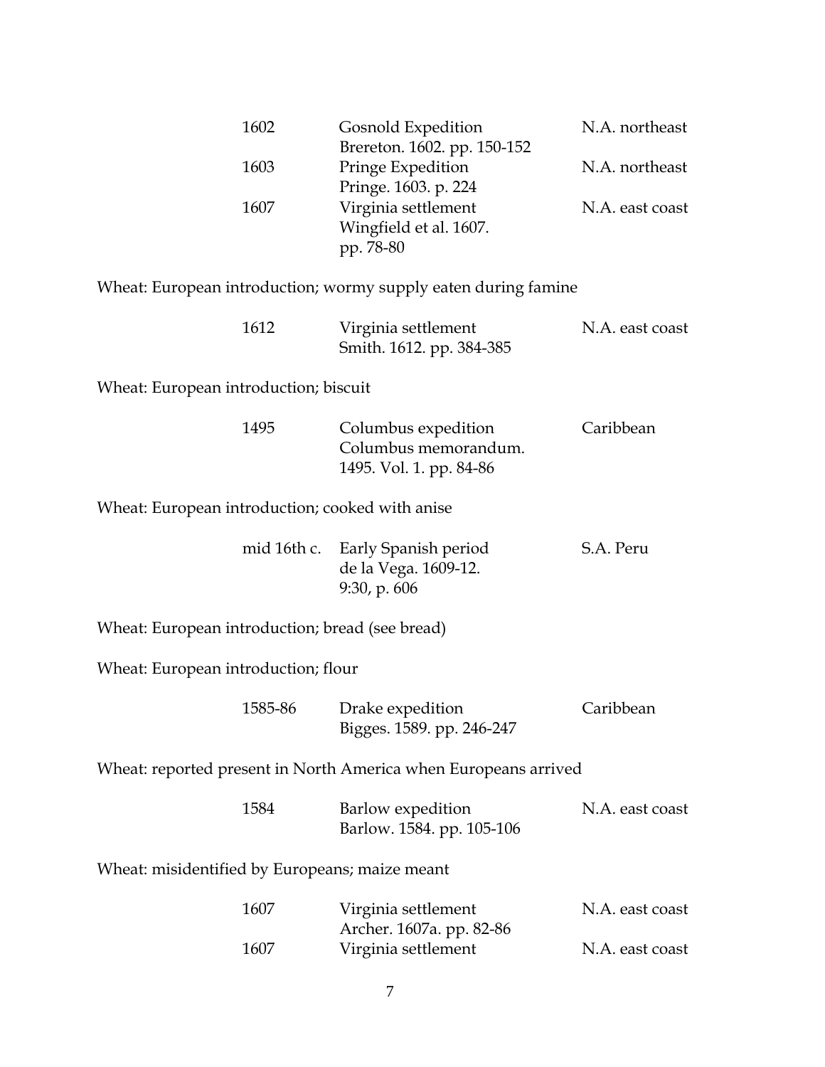| | | |
|---|---|---|
| 1602 | Gosnold Expedition<br>Brereton. 1602. pp. 150-152 | N.A. northeast |
| 1603 | Pringe Expedition<br>Pringe. 1603. p. 224 | N.A. northeast |
| 1607 | Virginia settlement<br>Wingfield et al. 1607.<br>pp. 78-80 | N.A. east coast |

Wheat: European introduction; wormy supply eaten during famine

| | | |
|---|---|---|
| 1612 | Virginia settlement<br>Smith. 1612. pp. 384-385 | N.A. east coast |

Wheat: European introduction; biscuit

| | | |
|---|---|---|
| 1495 | Columbus expedition<br>Columbus memorandum.<br>1495. Vol. 1. pp. 84-86 | Caribbean |

Wheat: European introduction; cooked with anise

| | | |
|---|---|---|
| mid 16th c. | Early Spanish period<br>de la Vega. 1609-12.<br>9:30, p. 606 | S.A. Peru |

Wheat: European introduction; bread (see bread)

Wheat: European introduction; flour

| | | |
|---|---|---|
| 1585-86 | Drake expedition<br>Bigges. 1589. pp. 246-247 | Caribbean |

Wheat: reported present in North America when Europeans arrived

| | | |
|---|---|---|
| 1584 | Barlow expedition<br>Barlow. 1584. pp. 105-106 | N.A. east coast |

Wheat: misidentified by Europeans; maize meant

| | | |
|---|---|---|
| 1607 | Virginia settlement<br>Archer. 1607a. pp. 82-86 | N.A. east coast |
| 1607 | Virginia settlement | N.A. east coast |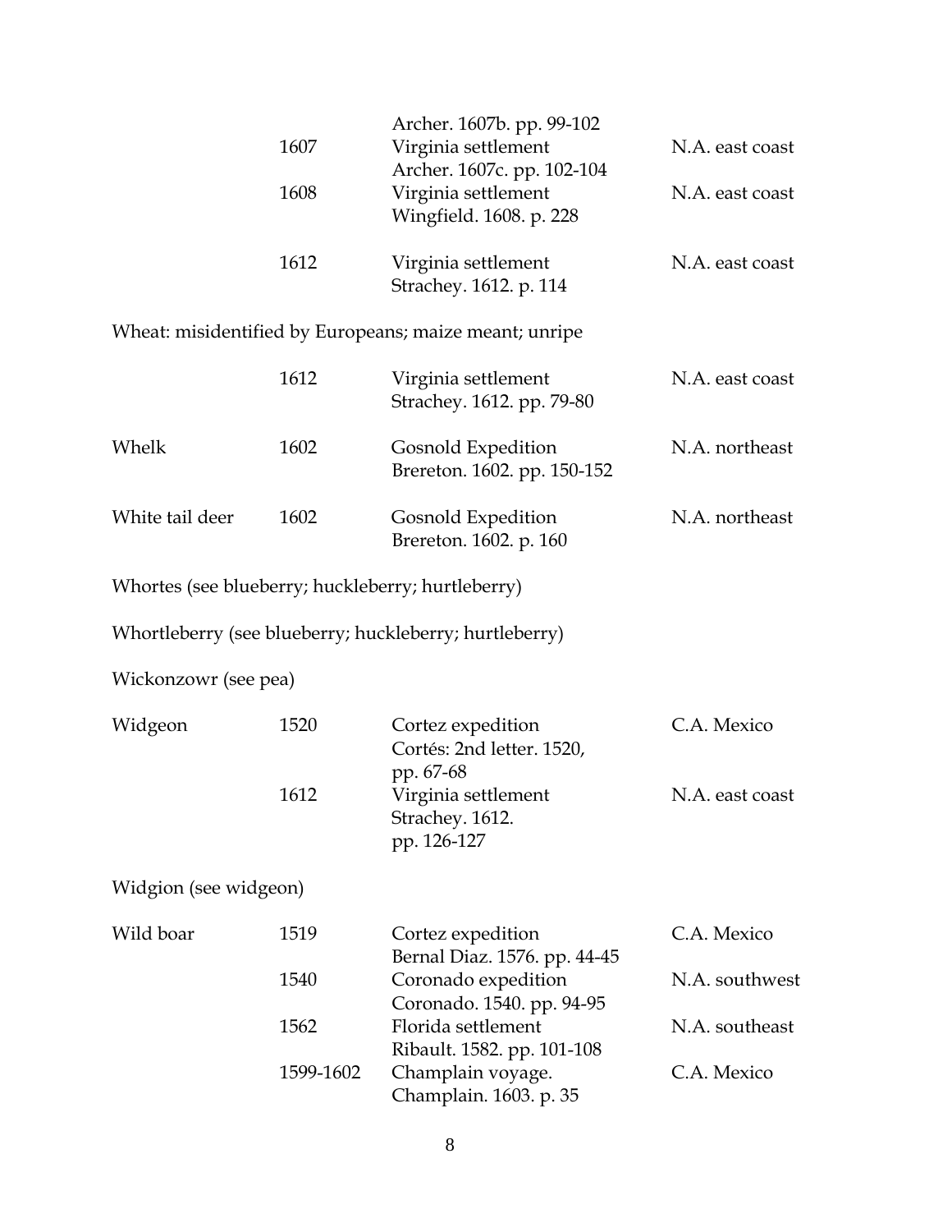| | | | |
|---|---|---|---|
| | | Archer. 1607b. pp. 99-102 | |
| | 1607 | Virginia settlement<br>Archer. 1607c. pp. 102-104 | N.A. east coast |
| | 1608 | Virginia settlement<br>Wingfield. 1608. p. 228 | N.A. east coast |
| | 1612 | Virginia settlement<br>Strachey. 1612. p. 114 | N.A. east coast |

Wheat: misidentified by Europeans; maize meant; unripe

| | | | |
|---|---|---|---|
| | 1612 | Virginia settlement<br>Strachey. 1612. pp. 79-80 | N.A. east coast |
| Whelk | 1602 | Gosnold Expedition<br>Brereton. 1602. pp. 150-152 | N.A. northeast |
| White tail deer | 1602 | Gosnold Expedition<br>Brereton. 1602. p. 160 | N.A. northeast |

Whortes (see blueberry; huckleberry; hurtleberry)

Whortleberry (see blueberry; huckleberry; hurtleberry)

Wickonzowr (see pea)

| | | | |
|---|---|---|---|
| Widgeon | 1520 | Cortez expedition<br>Cortés: 2nd letter. 1520, pp. 67-68 | C.A. Mexico |
| | 1612 | Virginia settlement<br>Strachey. 1612. pp. 126-127 | N.A. east coast |

Widgion (see widgeon)

| | | | |
|---|---|---|---|
| Wild boar | 1519 | Cortez expedition<br>Bernal Diaz. 1576. pp. 44-45 | C.A. Mexico |
| | 1540 | Coronado expedition<br>Coronado. 1540. pp. 94-95 | N.A. southwest |
| | 1562 | Florida settlement<br>Ribault. 1582. pp. 101-108 | N.A. southeast |
| | 1599-1602 | Champlain voyage.<br>Champlain. 1603. p. 35 | C.A. Mexico |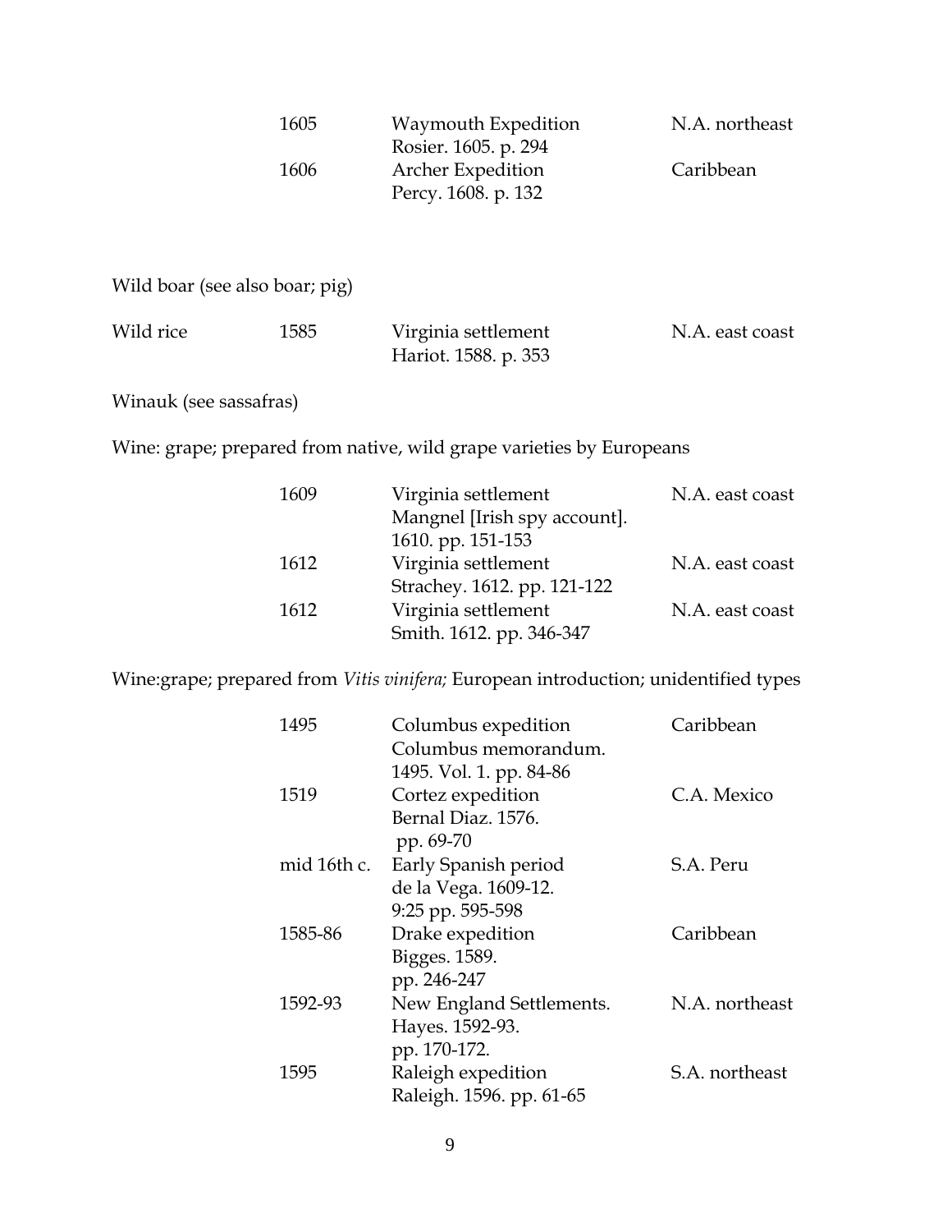| | | | |
|---|---|---|---|
| | 1605 | Waymouth Expedition<br>Rosier. 1605. p. 294 | N.A. northeast |
| | 1606 | Archer Expedition<br>Percy. 1608. p. 132 | Caribbean |

Wild boar (see also boar; pig)

| | | | |
|---|---|---|---|
| Wild rice | 1585 | Virginia settlement<br>Hariot. 1588. p. 353 | N.A. east coast |

Winauk (see sassafras)

Wine: grape; prepared from native, wild grape varieties by Europeans

| | | | |
|---|---|---|---|
| | 1609 | Virginia settlement<br>Mangnel [Irish spy account].<br>1610. pp. 151-153 | N.A. east coast |
| | 1612 | Virginia settlement<br>Strachey. 1612. pp. 121-122 | N.A. east coast |
| | 1612 | Virginia settlement<br>Smith. 1612. pp. 346-347 | N.A. east coast |

Wine:grape; prepared from *Vitis vinifera;* European introduction; unidentified types

| | | | |
|---|---|---|---|
| | 1495 | Columbus expedition<br>Columbus memorandum.<br>1495. Vol. 1. pp. 84-86 | Caribbean |
| | 1519 | Cortez expedition<br>Bernal Diaz. 1576.<br>pp. 69-70 | C.A. Mexico |
| | mid 16th c. | Early Spanish period<br>de la Vega. 1609-12.<br>9:25 pp. 595-598 | S.A. Peru |
| | 1585-86 | Drake expedition<br>Bigges. 1589.<br>pp. 246-247 | Caribbean |
| | 1592-93 | New England Settlements.<br>Hayes. 1592-93.<br>pp. 170-172. | N.A. northeast |
| | 1595 | Raleigh expedition<br>Raleigh. 1596. pp. 61-65 | S.A. northeast |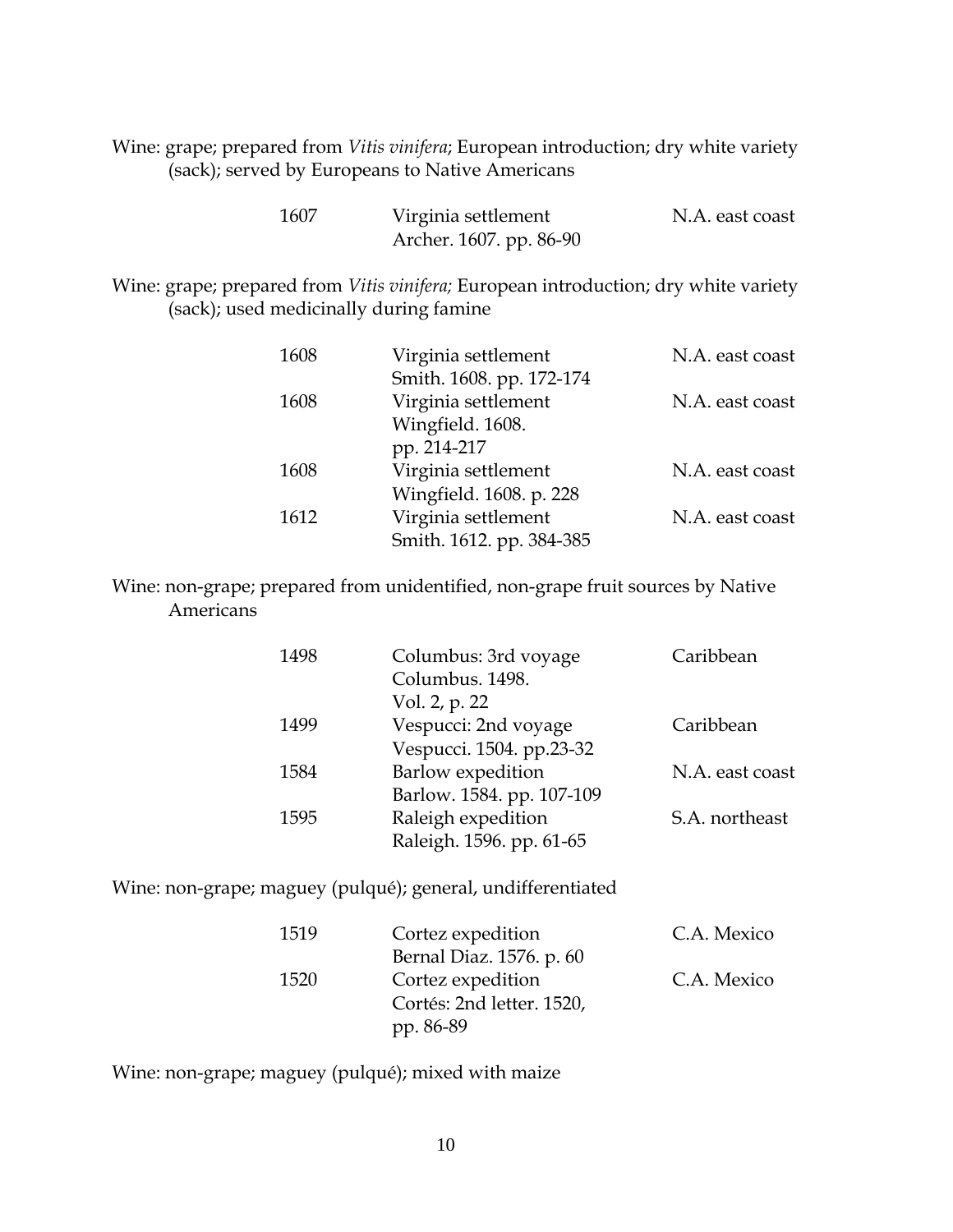Wine: grape; prepared from *Vitis vinifera*; European introduction; dry white variety (sack); served by Europeans to Native Americans

| | | |
|---|---|---|
| 1607 | Virginia settlement<br>Archer. 1607. pp. 86-90 | N.A. east coast |

Wine: grape; prepared from *Vitis vinifera;* European introduction; dry white variety (sack); used medicinally during famine

| | | |
|---|---|---|
| 1608 | Virginia settlement<br>Smith. 1608. pp. 172-174 | N.A. east coast |
| 1608 | Virginia settlement<br>Wingfield. 1608.<br>pp. 214-217 | N.A. east coast |
| 1608 | Virginia settlement<br>Wingfield. 1608. p. 228 | N.A. east coast |
| 1612 | Virginia settlement<br>Smith. 1612. pp. 384-385 | N.A. east coast |

Wine: non-grape; prepared from unidentified, non-grape fruit sources by Native Americans

| | | |
|---|---|---|
| 1498 | Columbus: 3rd voyage<br>Columbus. 1498.<br>Vol. 2, p. 22 | Caribbean |
| 1499 | Vespucci: 2nd voyage<br>Vespucci. 1504. pp.23-32 | Caribbean |
| 1584 | Barlow expedition<br>Barlow. 1584. pp. 107-109 | N.A. east coast |
| 1595 | Raleigh expedition<br>Raleigh. 1596. pp. 61-65 | S.A. northeast |

Wine: non-grape; maguey (pulqué); general, undifferentiated

| | | |
|---|---|---|
| 1519 | Cortez expedition<br>Bernal Diaz. 1576. p. 60 | C.A. Mexico |
| 1520 | Cortez expedition<br>Cortés: 2nd letter. 1520,<br>pp. 86-89 | C.A. Mexico |

Wine: non-grape; maguey (pulqué); mixed with maize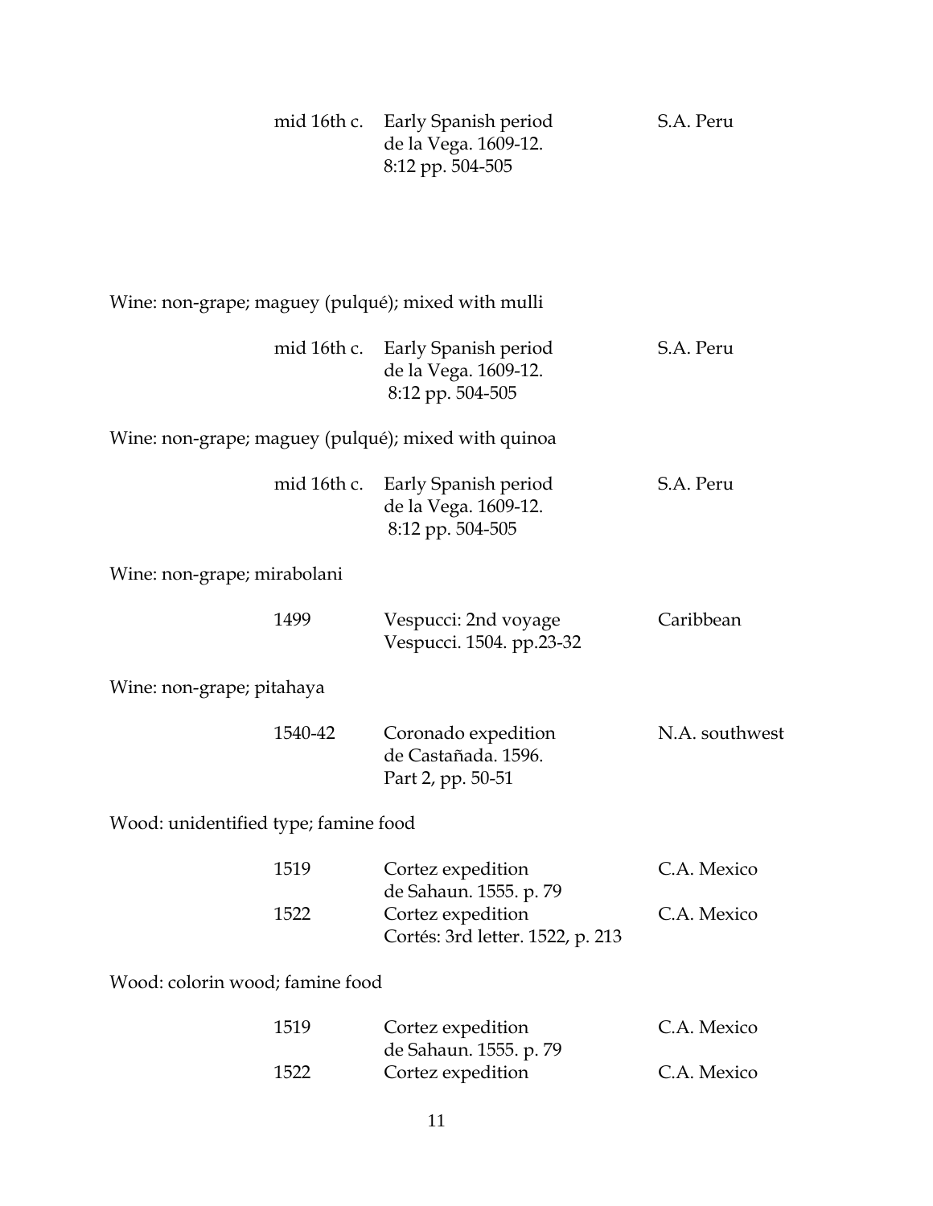| | | |
|---|---|---|
| mid 16th c. | Early Spanish period<br>de la Vega. 1609-12.<br>8:12 pp. 504-505 | S.A. Peru |

Wine: non-grape; maguey (pulqué); mixed with mulli

| | | |
|---|---|---|
| mid 16th c. | Early Spanish period<br>de la Vega. 1609-12.<br>8:12 pp. 504-505 | S.A. Peru |

Wine: non-grape; maguey (pulqué); mixed with quinoa

| | | |
|---|---|---|
| mid 16th c. | Early Spanish period<br>de la Vega. 1609-12.<br>8:12 pp. 504-505 | S.A. Peru |

Wine: non-grape; mirabolani

| | | |
|---|---|---|
| 1499 | Vespucci: 2nd voyage<br>Vespucci. 1504. pp.23-32 | Caribbean |

Wine: non-grape; pitahaya

| | | |
|---|---|---|
| 1540-42 | Coronado expedition<br>de Castañada. 1596.<br>Part 2, pp. 50-51 | N.A. southwest |

Wood: unidentified type; famine food

| | | |
|---|---|---|
| 1519 | Cortez expedition<br>de Sahaun. 1555. p. 79 | C.A. Mexico |
| 1522 | Cortez expedition<br>Cortés: 3rd letter. 1522, p. 213 | C.A. Mexico |

Wood: colorin wood; famine food

| | | |
|---|---|---|
| 1519 | Cortez expedition<br>de Sahaun. 1555. p. 79 | C.A. Mexico |
| 1522 | Cortez expedition | C.A. Mexico |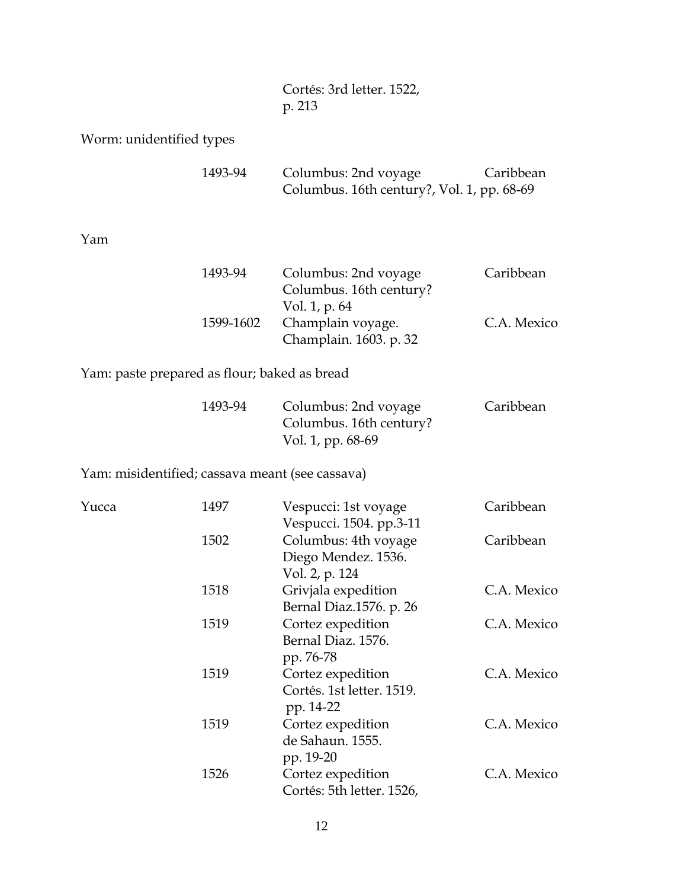|  |  | Cortés: 3rd letter. 1522, p. 213 |  |
| --- | --- | --- | --- |
| Worm: unidentified types |  |  |  |
|  | 1493-94 | Columbus: 2nd voyage<br>Columbus. 16th century?, Vol. 1, pp. 68-69 | Caribbean |
| Yam |  |  |  |
|  | 1493-94 | Columbus: 2nd voyage<br>Columbus. 16th century?<br>Vol. 1, p. 64 | Caribbean |
|  | 1599-1602 | Champlain voyage.<br>Champlain. 1603. p. 32 | C.A. Mexico |
| Yam: paste prepared as flour; baked as bread |  |  |  |
|  | 1493-94 | Columbus: 2nd voyage<br>Columbus. 16th century?<br>Vol. 1, pp. 68-69 | Caribbean |
| Yam: misidentified; cassava meant (see cassava) |  |  |  |
| Yucca | 1497 | Vespucci: 1st voyage<br>Vespucci. 1504. pp.3-11 | Caribbean |
|  | 1502 | Columbus: 4th voyage<br>Diego Mendez. 1536.<br>Vol. 2, p. 124 | Caribbean |
|  | 1518 | Grivjala expedition<br>Bernal Diaz.1576. p. 26 | C.A. Mexico |
|  | 1519 | Cortez expedition<br>Bernal Diaz. 1576.<br>pp. 76-78 | C.A. Mexico |
|  | 1519 | Cortez expedition<br>Cortés. 1st letter. 1519.<br>pp. 14-22 | C.A. Mexico |
|  | 1519 | Cortez expedition<br>de Sahaun. 1555.<br>pp. 19-20 | C.A. Mexico |
|  | 1526 | Cortez expedition<br>Cortés: 5th letter. 1526, | C.A. Mexico |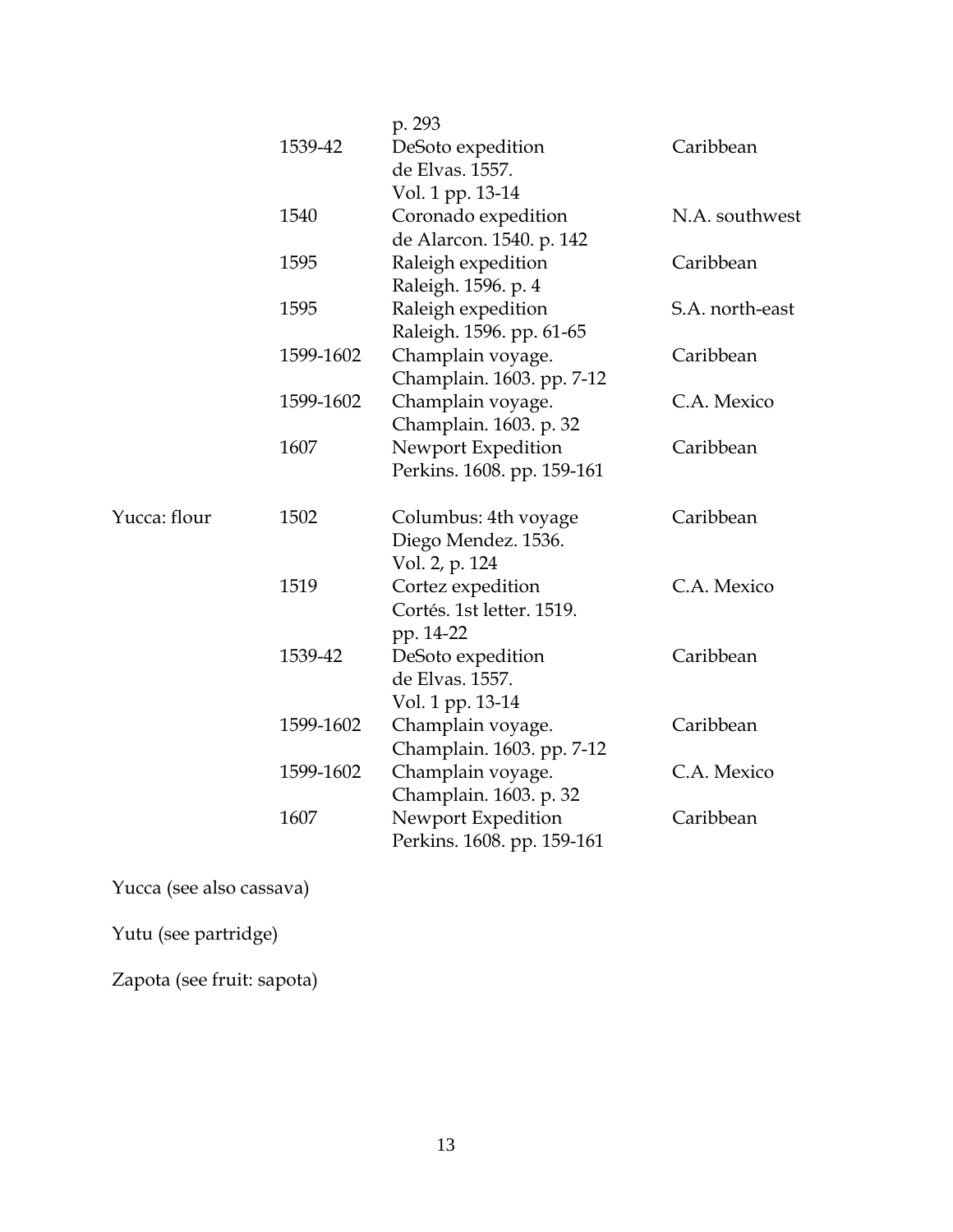| | | | |
|---|---|---|---|
| | | p. 293 | |
| | 1539-42 | DeSoto expedition de Elvas. 1557. Vol. 1 pp. 13-14 | Caribbean |
| | 1540 | Coronado expedition de Alarcon. 1540. p. 142 | N.A. southwest |
| | 1595 | Raleigh expedition Raleigh. 1596. p. 4 | Caribbean |
| | 1595 | Raleigh expedition Raleigh. 1596. pp. 61-65 | S.A. north-east |
| | 1599-1602 | Champlain voyage. Champlain. 1603. pp. 7-12 | Caribbean |
| | 1599-1602 | Champlain voyage. Champlain. 1603. p. 32 | C.A. Mexico |
| | 1607 | Newport Expedition Perkins. 1608. pp. 159-161 | Caribbean |
| Yucca: flour | 1502 | Columbus: 4th voyage Diego Mendez. 1536. Vol. 2, p. 124 | Caribbean |
| | 1519 | Cortez expedition Cortés. 1st letter. 1519. pp. 14-22 | C.A. Mexico |
| | 1539-42 | DeSoto expedition de Elvas. 1557. Vol. 1 pp. 13-14 | Caribbean |
| | 1599-1602 | Champlain voyage. Champlain. 1603. pp. 7-12 | Caribbean |
| | 1599-1602 | Champlain voyage. Champlain. 1603. p. 32 | C.A. Mexico |
| | 1607 | Newport Expedition Perkins. 1608. pp. 159-161 | Caribbean |

Yucca (see also cassava)

Yutu (see partridge)

Zapota (see fruit: sapota)